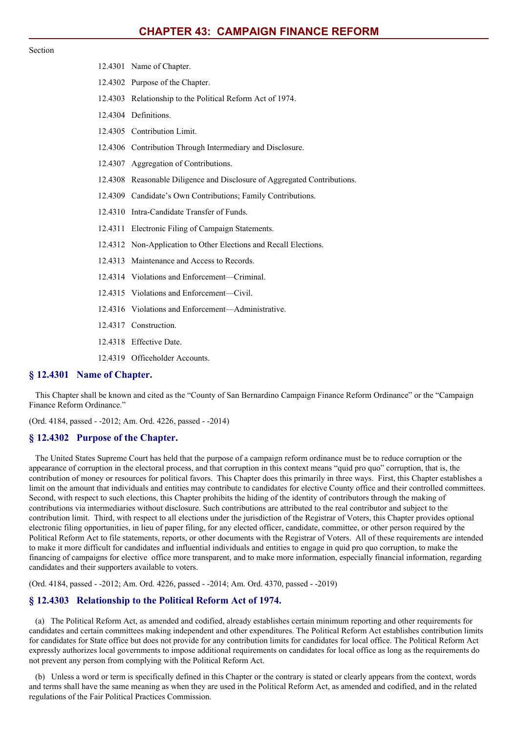# CHAPTER 43: CAMPAIGN FINANCE REFORM

Section

- 12.4301 Name of Chapter.
- 12.4302 Purpose of the Chapter.
- 12.4303 Relationship to the Political Reform Act of 1974.
- 12.4304 Definitions.
- 12.4305 Contribution Limit.
- 12.4306 Contribution Through Intermediary and Disclosure.
- 12.4307 Aggregation of Contributions.
- 12.4308 Reasonable Diligence and Disclosure of Aggregated Contributions.
- 12.4309 Candidate's Own Contributions; Family Contributions.
- 12.4310 Intra-Candidate Transfer of Funds.
- 12.4311 Electronic Filing of Campaign Statements.
- 12.4312 Non-Application to Other Elections and Recall Elections.
- 12.4313 Maintenance and Access to Records.
- 12.4314 Violations and Enforcement—Criminal.
- 12.4315 Violations and Enforcement—Civil.
- 12.4316 Violations and Enforcement—Administrative.
- 12.4317 Construction.
- 12.4318 Effective Date.
- 12.4319 Officeholder Accounts.

## § 12.4301 Name of Chapter.

This Chapter shall be known and cited as the "County of San Bernardino Campaign Finance Reform Ordinance" or the "Campaign Finance Reform Ordinance."

(Ord. 4184, passed - -2012; Am. Ord. 4226, passed - -2014)

## § 12.4302 Purpose of the Chapter.

The United States Supreme Court has held that the purpose of a campaign reform ordinance must be to reduce corruption or the appearance of corruption in the electoral process, and that corruption in this context means "quid pro quo" corruption, that is, the contribution of money or resources for political favors. This Chapter does this primarily in three ways. First, this Chapter establishes a limit on the amount that individuals and entities may contribute to candidates for elective County office and their controlled committees. Second, with respect to such elections, this Chapter prohibits the hiding of the identity of contributors through the making of contributions via intermediaries without disclosure. Such contributions are attributed to the real contributor and subject to the contribution limit. Third, with respect to all elections under the jurisdiction of the Registrar of Voters, this Chapter provides optional electronic filing opportunities, in lieu of paper filing, for any elected officer, candidate, committee, or other person required by the Political Reform Act to file statements, reports, or other documents with the Registrar of Voters. All of these requirements are intended to make it more difficult for candidates and influential individuals and entities to engage in quid pro quo corruption, to make the financing of campaigns for elective office more transparent, and to make more information, especially financial information, regarding candidates and their supporters available to voters.

(Ord. 4184, passed - -2012; Am. Ord. 4226, passed - -2014; Am. Ord. 4370, passed - -2019)

## § 12.4303 Relationship to the Political Reform Act of 1974.

(a) The Political Reform Act, as amended and codified, already establishes certain minimum reporting and other requirements for candidates and certain committees making independent and other expenditures. The Political Reform Act establishes contribution limits for candidates for State office but does not provide for any contribution limits for candidates for local office. The Political Reform Act expressly authorizes local governments to impose additional requirements on candidates for local office as long as the requirements do not prevent any person from complying with the Political Reform Act.

(b) Unless a word or term is specifically defined in this Chapter or the contrary is stated or clearly appears from the context, words and terms shall have the same meaning as when they are used in the Political Reform Act, as amended and codified, and in the related regulations of the Fair Political Practices Commission.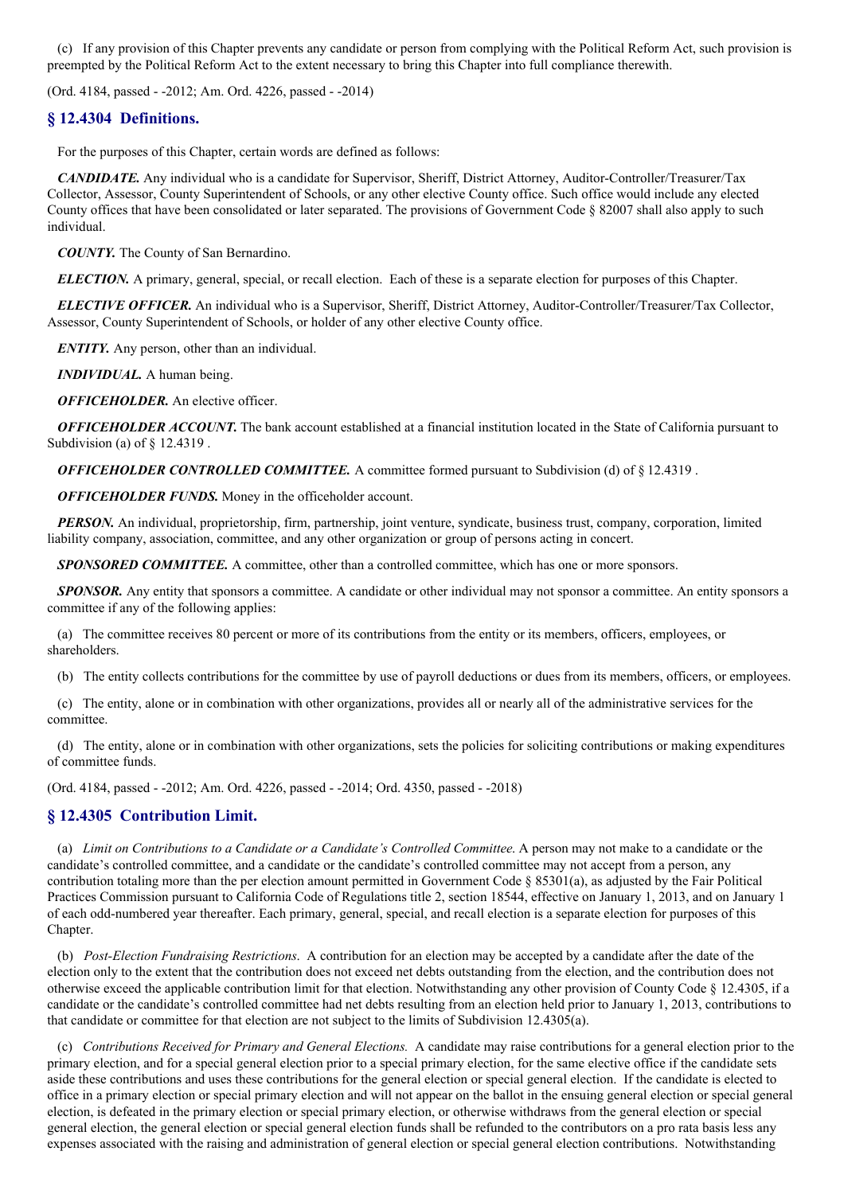(c) If any provision of this Chapter prevents any candidate or person from complying with the Political Reform Act, such provision is preempted by the Political Reform Act to the extent necessary to bring this Chapter into full compliance therewith.

(Ord. 4184, passed - -2012; Am. Ord. 4226, passed - -2014)

## § 12.4304 Definitions.

For the purposes of this Chapter, certain words are defined as follows:

***CANDIDATE.*** Any individual who is a candidate for Supervisor, Sheriff, District Attorney, Auditor-Controller/Treasurer/Tax Collector, Assessor, County Superintendent of Schools, or any other elective County office. Such office would include any elected County offices that have been consolidated or later separated. The provisions of Government Code § 82007 shall also apply to such individual.

***COUNTY.*** The County of San Bernardino.

***ELECTION.*** A primary, general, special, or recall election. Each of these is a separate election for purposes of this Chapter.

***ELECTIVE OFFICER.*** An individual who is a Supervisor, Sheriff, District Attorney, Auditor-Controller/Treasurer/Tax Collector, Assessor, County Superintendent of Schools, or holder of any other elective County office.

***ENTITY.*** Any person, other than an individual.

***INDIVIDUAL.*** A human being.

***OFFICEHOLDER.*** An elective officer.

***OFFICEHOLDER ACCOUNT.*** The bank account established at a financial institution located in the State of California pursuant to Subdivision (a) of § 12.4319 .

***OFFICEHOLDER CONTROLLED COMMITTEE.*** A committee formed pursuant to Subdivision (d) of § 12.4319 .

***OFFICEHOLDER FUNDS.*** Money in the officeholder account.

***PERSON.*** An individual, proprietorship, firm, partnership, joint venture, syndicate, business trust, company, corporation, limited liability company, association, committee, and any other organization or group of persons acting in concert.

***SPONSORED COMMITTEE.*** A committee, other than a controlled committee, which has one or more sponsors.

***SPONSOR.*** Any entity that sponsors a committee. A candidate or other individual may not sponsor a committee. An entity sponsors a committee if any of the following applies:

(a) The committee receives 80 percent or more of its contributions from the entity or its members, officers, employees, or shareholders.

(b) The entity collects contributions for the committee by use of payroll deductions or dues from its members, officers, or employees.

(c) The entity, alone or in combination with other organizations, provides all or nearly all of the administrative services for the committee.

(d) The entity, alone or in combination with other organizations, sets the policies for soliciting contributions or making expenditures of committee funds.

(Ord. 4184, passed - -2012; Am. Ord. 4226, passed - -2014; Ord. 4350, passed - -2018)

## § 12.4305 Contribution Limit.

(a) *Limit on Contributions to a Candidate or a Candidate's Controlled Committee.* A person may not make to a candidate or the candidate's controlled committee, and a candidate or the candidate's controlled committee may not accept from a person, any contribution totaling more than the per election amount permitted in Government Code § 85301(a), as adjusted by the Fair Political Practices Commission pursuant to California Code of Regulations title 2, section 18544, effective on January 1, 2013, and on January 1 of each odd-numbered year thereafter. Each primary, general, special, and recall election is a separate election for purposes of this Chapter.

(b) *Post-Election Fundraising Restrictions.* A contribution for an election may be accepted by a candidate after the date of the election only to the extent that the contribution does not exceed net debts outstanding from the election, and the contribution does not otherwise exceed the applicable contribution limit for that election. Notwithstanding any other provision of County Code § 12.4305, if a candidate or the candidate's controlled committee had net debts resulting from an election held prior to January 1, 2013, contributions to that candidate or committee for that election are not subject to the limits of Subdivision 12.4305(a).

(c) *Contributions Received for Primary and General Elections.* A candidate may raise contributions for a general election prior to the primary election, and for a special general election prior to a special primary election, for the same elective office if the candidate sets aside these contributions and uses these contributions for the general election or special general election. If the candidate is elected to office in a primary election or special primary election and will not appear on the ballot in the ensuing general election or special general election, is defeated in the primary election or special primary election, or otherwise withdraws from the general election or special general election, the general election or special general election funds shall be refunded to the contributors on a pro rata basis less any expenses associated with the raising and administration of general election or special general election contributions. Notwithstanding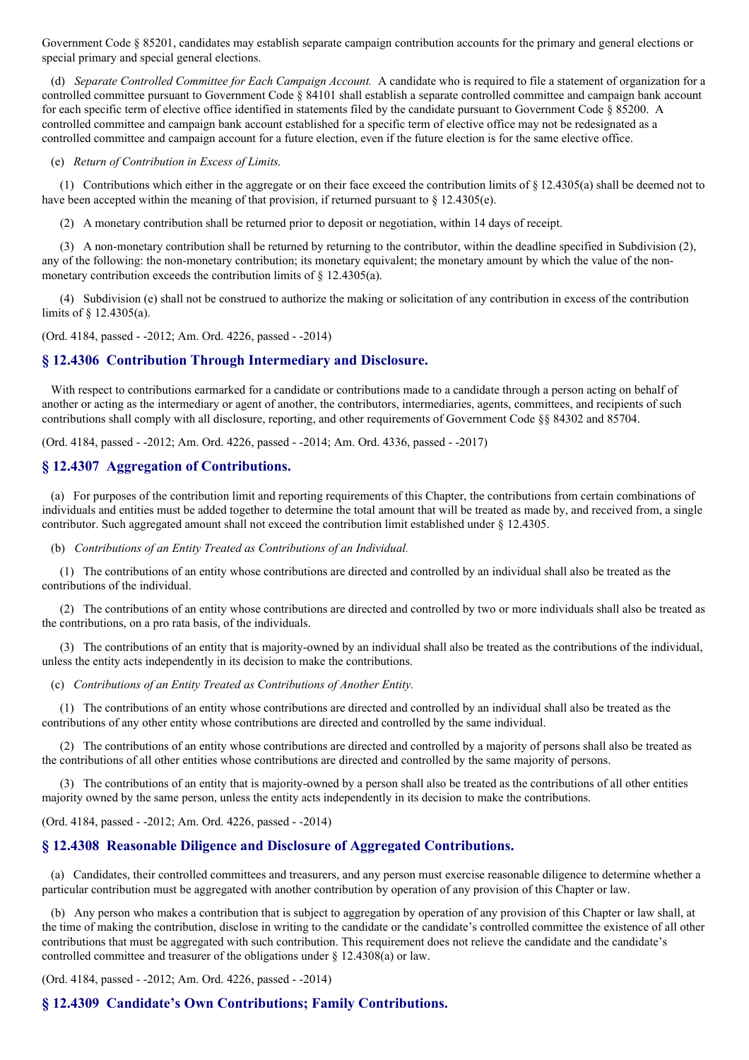Government Code § 85201, candidates may establish separate campaign contribution accounts for the primary and general elections or special primary and special general elections.

(d) *Separate Controlled Committee for Each Campaign Account.* A candidate who is required to file a statement of organization for a controlled committee pursuant to Government Code § 84101 shall establish a separate controlled committee and campaign bank account for each specific term of elective office identified in statements filed by the candidate pursuant to Government Code § 85200. A controlled committee and campaign bank account established for a specific term of elective office may not be redesignated as a controlled committee and campaign account for a future election, even if the future election is for the same elective office.

(e) *Return of Contribution in Excess of Limits.*

(1) Contributions which either in the aggregate or on their face exceed the contribution limits of § 12.4305(a) shall be deemed not to have been accepted within the meaning of that provision, if returned pursuant to § 12.4305(e).

(2) A monetary contribution shall be returned prior to deposit or negotiation, within 14 days of receipt.

(3) A non-monetary contribution shall be returned by returning to the contributor, within the deadline specified in Subdivision (2), any of the following: the non-monetary contribution; its monetary equivalent; the monetary amount by which the value of the non-monetary contribution exceeds the contribution limits of § 12.4305(a).

(4) Subdivision (e) shall not be construed to authorize the making or solicitation of any contribution in excess of the contribution limits of § 12.4305(a).

(Ord. 4184, passed - -2012; Am. Ord. 4226, passed - -2014)

## § 12.4306 Contribution Through Intermediary and Disclosure.

With respect to contributions earmarked for a candidate or contributions made to a candidate through a person acting on behalf of another or acting as the intermediary or agent of another, the contributors, intermediaries, agents, committees, and recipients of such contributions shall comply with all disclosure, reporting, and other requirements of Government Code §§ 84302 and 85704.

(Ord. 4184, passed - -2012; Am. Ord. 4226, passed - -2014; Am. Ord. 4336, passed - -2017)

## § 12.4307 Aggregation of Contributions.

(a) For purposes of the contribution limit and reporting requirements of this Chapter, the contributions from certain combinations of individuals and entities must be added together to determine the total amount that will be treated as made by, and received from, a single contributor. Such aggregated amount shall not exceed the contribution limit established under § 12.4305.

(b) *Contributions of an Entity Treated as Contributions of an Individual.*

(1) The contributions of an entity whose contributions are directed and controlled by an individual shall also be treated as the contributions of the individual.

(2) The contributions of an entity whose contributions are directed and controlled by two or more individuals shall also be treated as the contributions, on a pro rata basis, of the individuals.

(3) The contributions of an entity that is majority-owned by an individual shall also be treated as the contributions of the individual, unless the entity acts independently in its decision to make the contributions.

(c) *Contributions of an Entity Treated as Contributions of Another Entity.*

(1) The contributions of an entity whose contributions are directed and controlled by an individual shall also be treated as the contributions of any other entity whose contributions are directed and controlled by the same individual.

(2) The contributions of an entity whose contributions are directed and controlled by a majority of persons shall also be treated as the contributions of all other entities whose contributions are directed and controlled by the same majority of persons.

(3) The contributions of an entity that is majority-owned by a person shall also be treated as the contributions of all other entities majority owned by the same person, unless the entity acts independently in its decision to make the contributions.

(Ord. 4184, passed - -2012; Am. Ord. 4226, passed - -2014)

## § 12.4308 Reasonable Diligence and Disclosure of Aggregated Contributions.

(a) Candidates, their controlled committees and treasurers, and any person must exercise reasonable diligence to determine whether a particular contribution must be aggregated with another contribution by operation of any provision of this Chapter or law.

(b) Any person who makes a contribution that is subject to aggregation by operation of any provision of this Chapter or law shall, at the time of making the contribution, disclose in writing to the candidate or the candidate's controlled committee the existence of all other contributions that must be aggregated with such contribution. This requirement does not relieve the candidate and the candidate's controlled committee and treasurer of the obligations under § 12.4308(a) or law.

(Ord. 4184, passed - -2012; Am. Ord. 4226, passed - -2014)

## § 12.4309 Candidate's Own Contributions; Family Contributions.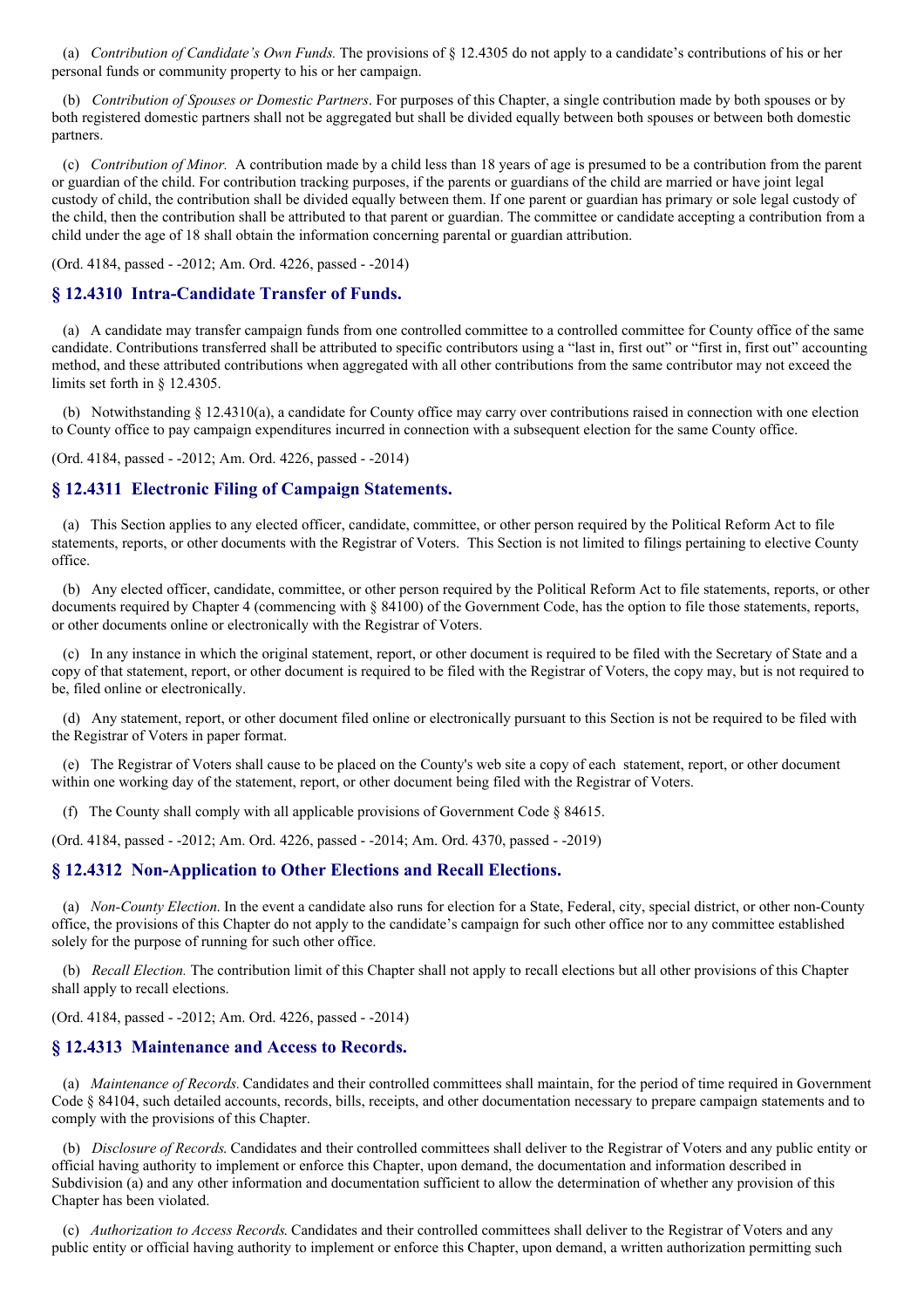(a) *Contribution of Candidate's Own Funds.* The provisions of § 12.4305 do not apply to a candidate's contributions of his or her personal funds or community property to his or her campaign.

(b) *Contribution of Spouses or Domestic Partners*. For purposes of this Chapter, a single contribution made by both spouses or by both registered domestic partners shall not be aggregated but shall be divided equally between both spouses or between both domestic partners.

(c) *Contribution of Minor.* A contribution made by a child less than 18 years of age is presumed to be a contribution from the parent or guardian of the child. For contribution tracking purposes, if the parents or guardians of the child are married or have joint legal custody of child, the contribution shall be divided equally between them. If one parent or guardian has primary or sole legal custody of the child, then the contribution shall be attributed to that parent or guardian. The committee or candidate accepting a contribution from a child under the age of 18 shall obtain the information concerning parental or guardian attribution.

(Ord. 4184, passed - -2012; Am. Ord. 4226, passed - -2014)

## § 12.4310 Intra-Candidate Transfer of Funds.

(a) A candidate may transfer campaign funds from one controlled committee to a controlled committee for County office of the same candidate. Contributions transferred shall be attributed to specific contributors using a "last in, first out" or "first in, first out" accounting method, and these attributed contributions when aggregated with all other contributions from the same contributor may not exceed the limits set forth in § 12.4305.

(b) Notwithstanding § 12.4310(a), a candidate for County office may carry over contributions raised in connection with one election to County office to pay campaign expenditures incurred in connection with a subsequent election for the same County office.

(Ord. 4184, passed - -2012; Am. Ord. 4226, passed - -2014)

## § 12.4311 Electronic Filing of Campaign Statements.

(a) This Section applies to any elected officer, candidate, committee, or other person required by the Political Reform Act to file statements, reports, or other documents with the Registrar of Voters. This Section is not limited to filings pertaining to elective County office.

(b) Any elected officer, candidate, committee, or other person required by the Political Reform Act to file statements, reports, or other documents required by Chapter 4 (commencing with § 84100) of the Government Code, has the option to file those statements, reports, or other documents online or electronically with the Registrar of Voters.

(c) In any instance in which the original statement, report, or other document is required to be filed with the Secretary of State and a copy of that statement, report, or other document is required to be filed with the Registrar of Voters, the copy may, but is not required to be, filed online or electronically.

(d) Any statement, report, or other document filed online or electronically pursuant to this Section is not be required to be filed with the Registrar of Voters in paper format.

(e) The Registrar of Voters shall cause to be placed on the County's web site a copy of each statement, report, or other document within one working day of the statement, report, or other document being filed with the Registrar of Voters.

(f) The County shall comply with all applicable provisions of Government Code § 84615.

(Ord. 4184, passed - -2012; Am. Ord. 4226, passed - -2014; Am. Ord. 4370, passed - -2019)

## § 12.4312 Non-Application to Other Elections and Recall Elections.

(a) *Non-County Election.* In the event a candidate also runs for election for a State, Federal, city, special district, or other non-County office, the provisions of this Chapter do not apply to the candidate's campaign for such other office nor to any committee established solely for the purpose of running for such other office.

(b) *Recall Election.* The contribution limit of this Chapter shall not apply to recall elections but all other provisions of this Chapter shall apply to recall elections.

(Ord. 4184, passed - -2012; Am. Ord. 4226, passed - -2014)

## § 12.4313 Maintenance and Access to Records.

(a) *Maintenance of Records.* Candidates and their controlled committees shall maintain, for the period of time required in Government Code § 84104, such detailed accounts, records, bills, receipts, and other documentation necessary to prepare campaign statements and to comply with the provisions of this Chapter.

(b) *Disclosure of Records.* Candidates and their controlled committees shall deliver to the Registrar of Voters and any public entity or official having authority to implement or enforce this Chapter, upon demand, the documentation and information described in Subdivision (a) and any other information and documentation sufficient to allow the determination of whether any provision of this Chapter has been violated.

(c) *Authorization to Access Records.* Candidates and their controlled committees shall deliver to the Registrar of Voters and any public entity or official having authority to implement or enforce this Chapter, upon demand, a written authorization permitting such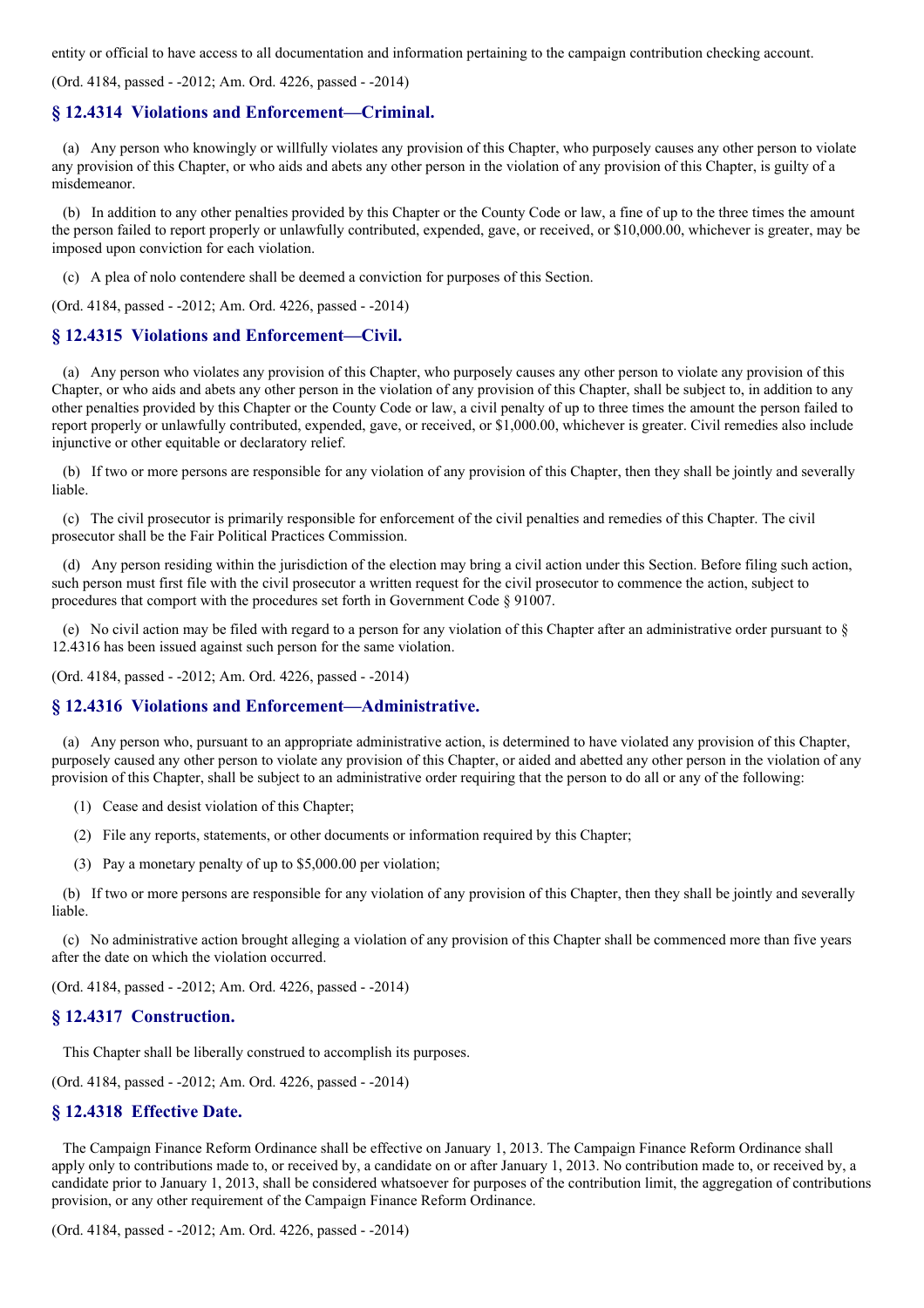entity or official to have access to all documentation and information pertaining to the campaign contribution checking account.

(Ord. 4184, passed - -2012; Am. Ord. 4226, passed - -2014)

## § 12.4314 Violations and Enforcement—Criminal.

(a) Any person who knowingly or willfully violates any provision of this Chapter, who purposely causes any other person to violate any provision of this Chapter, or who aids and abets any other person in the violation of any provision of this Chapter, is guilty of a misdemeanor.

(b) In addition to any other penalties provided by this Chapter or the County Code or law, a fine of up to the three times the amount the person failed to report properly or unlawfully contributed, expended, gave, or received, or $10,000.00, whichever is greater, may be imposed upon conviction for each violation.

(c) A plea of nolo contendere shall be deemed a conviction for purposes of this Section.

(Ord. 4184, passed - -2012; Am. Ord. 4226, passed - -2014)

## § 12.4315 Violations and Enforcement—Civil.

(a) Any person who violates any provision of this Chapter, who purposely causes any other person to violate any provision of this Chapter, or who aids and abets any other person in the violation of any provision of this Chapter, shall be subject to, in addition to any other penalties provided by this Chapter or the County Code or law, a civil penalty of up to three times the amount the person failed to report properly or unlawfully contributed, expended, gave, or received, or $1,000.00, whichever is greater. Civil remedies also include injunctive or other equitable or declaratory relief.

(b) If two or more persons are responsible for any violation of any provision of this Chapter, then they shall be jointly and severally liable.

(c) The civil prosecutor is primarily responsible for enforcement of the civil penalties and remedies of this Chapter. The civil prosecutor shall be the Fair Political Practices Commission.

(d) Any person residing within the jurisdiction of the election may bring a civil action under this Section. Before filing such action, such person must first file with the civil prosecutor a written request for the civil prosecutor to commence the action, subject to procedures that comport with the procedures set forth in Government Code § 91007.

(e) No civil action may be filed with regard to a person for any violation of this Chapter after an administrative order pursuant to § 12.4316 has been issued against such person for the same violation.

(Ord. 4184, passed - -2012; Am. Ord. 4226, passed - -2014)

## § 12.4316 Violations and Enforcement—Administrative.

(a) Any person who, pursuant to an appropriate administrative action, is determined to have violated any provision of this Chapter, purposely caused any other person to violate any provision of this Chapter, or aided and abetted any other person in the violation of any provision of this Chapter, shall be subject to an administrative order requiring that the person to do all or any of the following:

(1) Cease and desist violation of this Chapter;

(2) File any reports, statements, or other documents or information required by this Chapter;

(3) Pay a monetary penalty of up to $5,000.00 per violation;

(b) If two or more persons are responsible for any violation of any provision of this Chapter, then they shall be jointly and severally liable.

(c) No administrative action brought alleging a violation of any provision of this Chapter shall be commenced more than five years after the date on which the violation occurred.

(Ord. 4184, passed - -2012; Am. Ord. 4226, passed - -2014)

## § 12.4317 Construction.

This Chapter shall be liberally construed to accomplish its purposes.

(Ord. 4184, passed - -2012; Am. Ord. 4226, passed - -2014)

## § 12.4318 Effective Date.

The Campaign Finance Reform Ordinance shall be effective on January 1, 2013. The Campaign Finance Reform Ordinance shall apply only to contributions made to, or received by, a candidate on or after January 1, 2013. No contribution made to, or received by, a candidate prior to January 1, 2013, shall be considered whatsoever for purposes of the contribution limit, the aggregation of contributions provision, or any other requirement of the Campaign Finance Reform Ordinance.

(Ord. 4184, passed - -2012; Am. Ord. 4226, passed - -2014)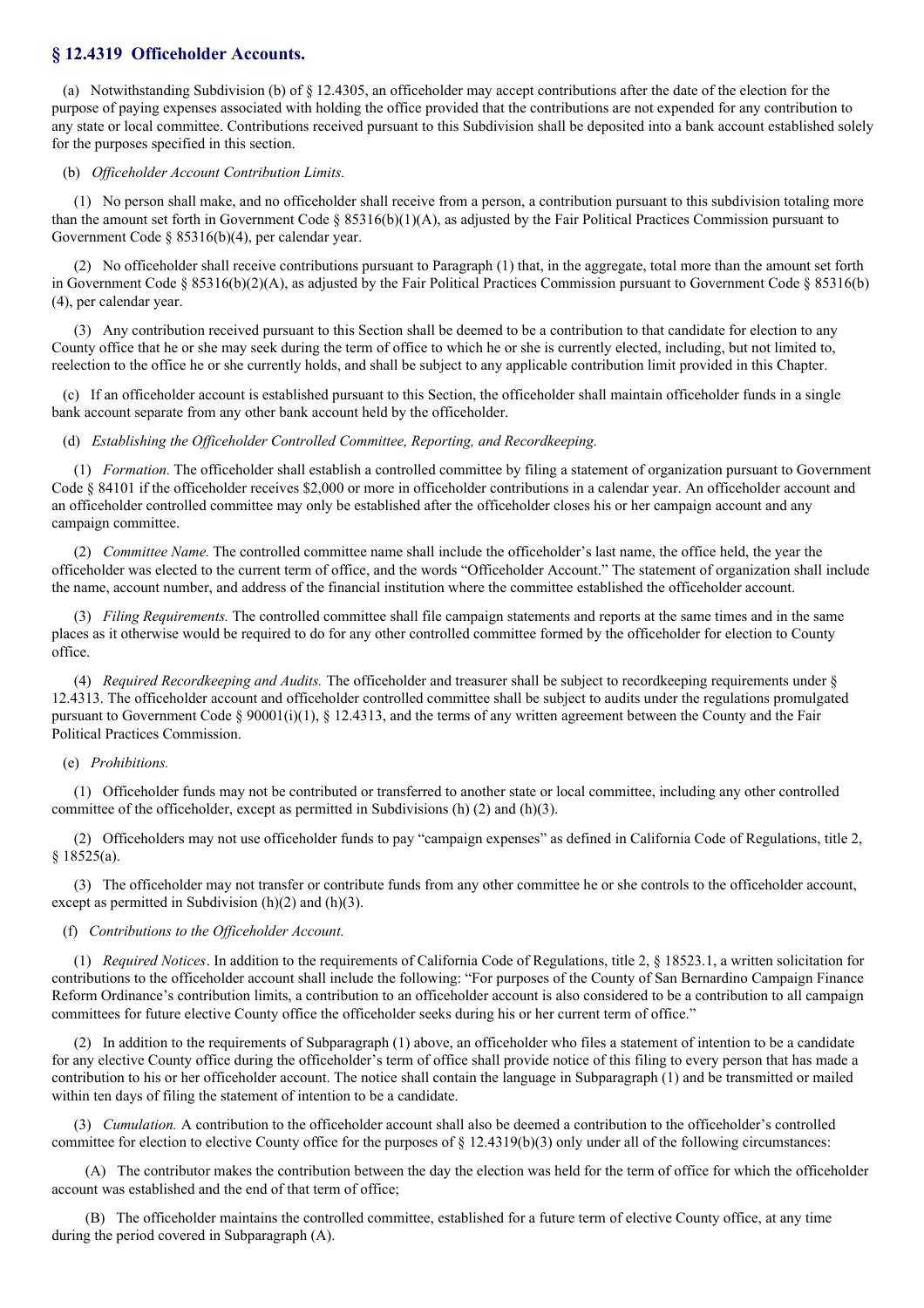## § 12.4319 Officeholder Accounts.

(a) Notwithstanding Subdivision (b) of § 12.4305, an officeholder may accept contributions after the date of the election for the purpose of paying expenses associated with holding the office provided that the contributions are not expended for any contribution to any state or local committee. Contributions received pursuant to this Subdivision shall be deposited into a bank account established solely for the purposes specified in this section.

(b) *Officeholder Account Contribution Limits.*

(1) No person shall make, and no officeholder shall receive from a person, a contribution pursuant to this subdivision totaling more than the amount set forth in Government Code § 85316(b)(1)(A), as adjusted by the Fair Political Practices Commission pursuant to Government Code § 85316(b)(4), per calendar year.

(2) No officeholder shall receive contributions pursuant to Paragraph (1) that, in the aggregate, total more than the amount set forth in Government Code § 85316(b)(2)(A), as adjusted by the Fair Political Practices Commission pursuant to Government Code § 85316(b)(4), per calendar year.

(3) Any contribution received pursuant to this Section shall be deemed to be a contribution to that candidate for election to any County office that he or she may seek during the term of office to which he or she is currently elected, including, but not limited to, reelection to the office he or she currently holds, and shall be subject to any applicable contribution limit provided in this Chapter.

(c) If an officeholder account is established pursuant to this Section, the officeholder shall maintain officeholder funds in a single bank account separate from any other bank account held by the officeholder.

(d) *Establishing the Officeholder Controlled Committee, Reporting, and Recordkeeping.*

(1) *Formation.* The officeholder shall establish a controlled committee by filing a statement of organization pursuant to Government Code § 84101 if the officeholder receives $2,000 or more in officeholder contributions in a calendar year. An officeholder account and an officeholder controlled committee may only be established after the officeholder closes his or her campaign account and any campaign committee.

(2) *Committee Name.* The controlled committee name shall include the officeholder's last name, the office held, the year the officeholder was elected to the current term of office, and the words "Officeholder Account." The statement of organization shall include the name, account number, and address of the financial institution where the committee established the officeholder account.

(3) *Filing Requirements.* The controlled committee shall file campaign statements and reports at the same times and in the same places as it otherwise would be required to do for any other controlled committee formed by the officeholder for election to County office.

(4) *Required Recordkeeping and Audits.* The officeholder and treasurer shall be subject to recordkeeping requirements under § 12.4313. The officeholder account and officeholder controlled committee shall be subject to audits under the regulations promulgated pursuant to Government Code § 90001(i)(1), § 12.4313, and the terms of any written agreement between the County and the Fair Political Practices Commission.

(e) *Prohibitions.*

(1) Officeholder funds may not be contributed or transferred to another state or local committee, including any other controlled committee of the officeholder, except as permitted in Subdivisions (h) (2) and (h)(3).

(2) Officeholders may not use officeholder funds to pay "campaign expenses" as defined in California Code of Regulations, title 2, § 18525(a).

(3) The officeholder may not transfer or contribute funds from any other committee he or she controls to the officeholder account, except as permitted in Subdivision (h)(2) and (h)(3).

(f) *Contributions to the Officeholder Account.*

(1) *Required Notices*. In addition to the requirements of California Code of Regulations, title 2, § 18523.1, a written solicitation for contributions to the officeholder account shall include the following: "For purposes of the County of San Bernardino Campaign Finance Reform Ordinance's contribution limits, a contribution to an officeholder account is also considered to be a contribution to all campaign committees for future elective County office the officeholder seeks during his or her current term of office."

(2) In addition to the requirements of Subparagraph (1) above, an officeholder who files a statement of intention to be a candidate for any elective County office during the officeholder's term of office shall provide notice of this filing to every person that has made a contribution to his or her officeholder account. The notice shall contain the language in Subparagraph (1) and be transmitted or mailed within ten days of filing the statement of intention to be a candidate.

(3) *Cumulation.* A contribution to the officeholder account shall also be deemed a contribution to the officeholder's controlled committee for election to elective County office for the purposes of § 12.4319(b)(3) only under all of the following circumstances:

(A) The contributor makes the contribution between the day the election was held for the term of office for which the officeholder account was established and the end of that term of office;

(B) The officeholder maintains the controlled committee, established for a future term of elective County office, at any time during the period covered in Subparagraph (A).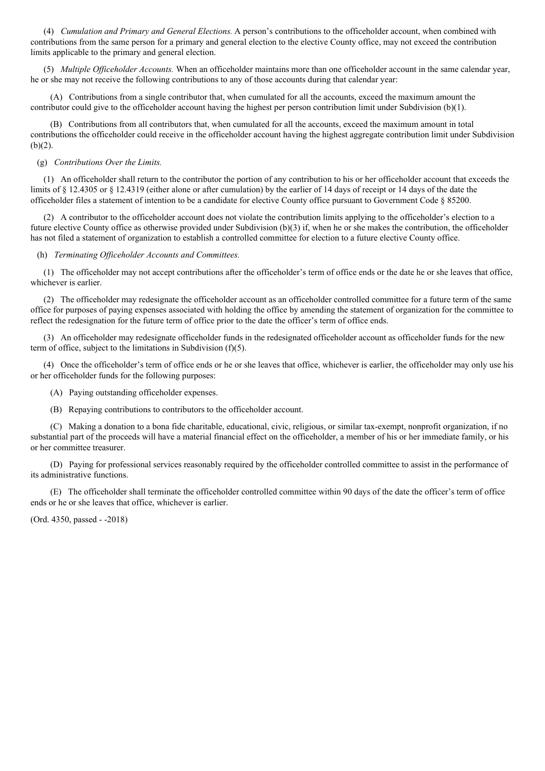(4) *Cumulation and Primary and General Elections.* A person's contributions to the officeholder account, when combined with contributions from the same person for a primary and general election to the elective County office, may not exceed the contribution limits applicable to the primary and general election.

(5) *Multiple Officeholder Accounts.* When an officeholder maintains more than one officeholder account in the same calendar year, he or she may not receive the following contributions to any of those accounts during that calendar year:

(A) Contributions from a single contributor that, when cumulated for all the accounts, exceed the maximum amount the contributor could give to the officeholder account having the highest per person contribution limit under Subdivision (b)(1).

(B) Contributions from all contributors that, when cumulated for all the accounts, exceed the maximum amount in total contributions the officeholder could receive in the officeholder account having the highest aggregate contribution limit under Subdivision (b)(2).

(g) *Contributions Over the Limits.*

(1) An officeholder shall return to the contributor the portion of any contribution to his or her officeholder account that exceeds the limits of § 12.4305 or § 12.4319 (either alone or after cumulation) by the earlier of 14 days of receipt or 14 days of the date the officeholder files a statement of intention to be a candidate for elective County office pursuant to Government Code § 85200.

(2) A contributor to the officeholder account does not violate the contribution limits applying to the officeholder's election to a future elective County office as otherwise provided under Subdivision (b)(3) if, when he or she makes the contribution, the officeholder has not filed a statement of organization to establish a controlled committee for election to a future elective County office.

(h) *Terminating Officeholder Accounts and Committees.*

(1) The officeholder may not accept contributions after the officeholder's term of office ends or the date he or she leaves that office, whichever is earlier.

(2) The officeholder may redesignate the officeholder account as an officeholder controlled committee for a future term of the same office for purposes of paying expenses associated with holding the office by amending the statement of organization for the committee to reflect the redesignation for the future term of office prior to the date the officer's term of office ends.

(3) An officeholder may redesignate officeholder funds in the redesignated officeholder account as officeholder funds for the new term of office, subject to the limitations in Subdivision (f)(5).

(4) Once the officeholder's term of office ends or he or she leaves that office, whichever is earlier, the officeholder may only use his or her officeholder funds for the following purposes:

(A) Paying outstanding officeholder expenses.

(B) Repaying contributions to contributors to the officeholder account.

(C) Making a donation to a bona fide charitable, educational, civic, religious, or similar tax-exempt, nonprofit organization, if no substantial part of the proceeds will have a material financial effect on the officeholder, a member of his or her immediate family, or his or her committee treasurer.

(D) Paying for professional services reasonably required by the officeholder controlled committee to assist in the performance of its administrative functions.

(E) The officeholder shall terminate the officeholder controlled committee within 90 days of the date the officer's term of office ends or he or she leaves that office, whichever is earlier.

(Ord. 4350, passed - -2018)